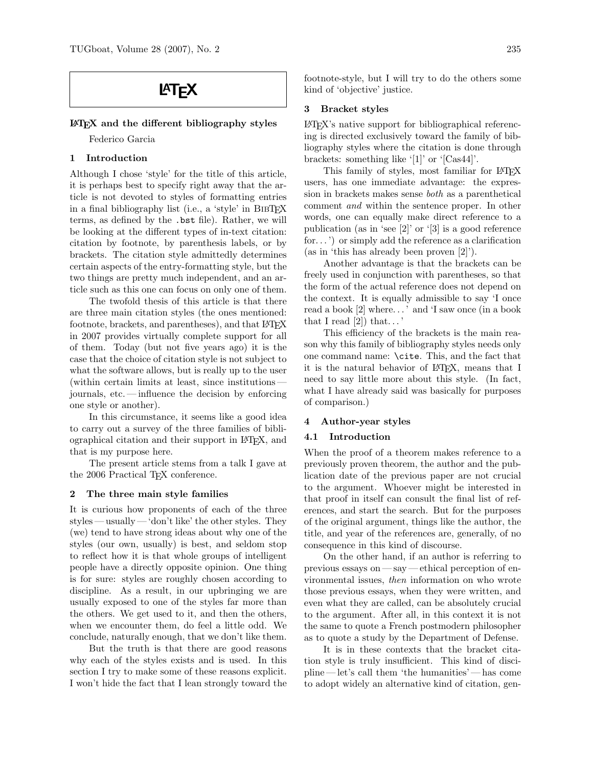# LaTeX

## LaTeX and the different bibliography styles

Federico Garcia

### 1 Introduction

Although I chose 'style' for the title of this article, it is perhaps best to specify right away that the article is not devoted to styles of formatting entries in a final bibliography list (i.e., a 'style' in BibTeX terms, as defined by the `.bst` file). Rather, we will be looking at the different types of in-text citation: citation by footnote, by parenthesis labels, or by brackets. The citation style admittedly determines certain aspects of the entry-formatting style, but the two things are pretty much independent, and an article such as this one can focus on only one of them.

The twofold thesis of this article is that there are three main citation styles (the ones mentioned: footnote, brackets, and parentheses), and that LaTeX in 2007 provides virtually complete support for all of them. Today (but not five years ago) it is the case that the choice of citation style is not subject to what the software allows, but is really up to the user (within certain limits at least, since institutions — journals, etc. — influence the decision by enforcing one style or another).

In this circumstance, it seems like a good idea to carry out a survey of the three families of bibliographical citation and their support in LaTeX, and that is my purpose here.

The present article stems from a talk I gave at the 2006 Practical TeX conference.

### 2 The three main style families

It is curious how proponents of each of the three styles — usually — 'don't like' the other styles. They (we) tend to have strong ideas about why one of the styles (our own, usually) is best, and seldom stop to reflect how it is that whole groups of intelligent people have a directly opposite opinion. One thing is for sure: styles are roughly chosen according to discipline. As a result, in our upbringing we are usually exposed to one of the styles far more than the others. We get used to it, and then the others, when we encounter them, do feel a little odd. We conclude, naturally enough, that we don't like them.

But the truth is that there are good reasons why each of the styles exists and is used. In this section I try to make some of these reasons explicit. I won't hide the fact that I lean strongly toward the footnote-style, but I will try to do the others some kind of 'objective' justice.

### 3 Bracket styles

LaTeX's native support for bibliographical referencing is directed exclusively toward the family of bibliography styles where the citation is done through brackets: something like '[1]' or '[Cas44]'.

This family of styles, most familiar for LaTeX users, has one immediate advantage: the expression in brackets makes sense *both* as a parenthetical comment *and* within the sentence proper. In other words, one can equally make direct reference to a publication (as in 'see [2]' or '[3] is a good reference for. . . ') or simply add the reference as a clarification (as in 'this has already been proven [2]').

Another advantage is that the brackets can be freely used in conjunction with parentheses, so that the form of the actual reference does not depend on the context. It is equally admissible to say 'I once read a book [2] where. . . ' and 'I saw once (in a book that I read [2]) that. . . '

This efficiency of the brackets is the main reason why this family of bibliography styles needs only one command name: `\cite`. This, and the fact that it is the natural behavior of LaTeX, means that I need to say little more about this style. (In fact, what I have already said was basically for purposes of comparison.)

### 4 Author-year styles

#### 4.1 Introduction

When the proof of a theorem makes reference to a previously proven theorem, the author and the publication date of the previous paper are not crucial to the argument. Whoever might be interested in that proof in itself can consult the final list of references, and start the search. But for the purposes of the original argument, things like the author, the title, and year of the references are, generally, of no consequence in this kind of discourse.

On the other hand, if an author is referring to previous essays on — say — ethical perception of environmental issues, *then* information on who wrote those previous essays, when they were written, and even what they are called, can be absolutely crucial to the argument. After all, in this context it is not the same to quote a French postmodern philosopher as to quote a study by the Department of Defense.

It is in these contexts that the bracket citation style is truly insufficient. This kind of discipline — let's call them 'the humanities' — has come to adopt widely an alternative kind of citation, gen-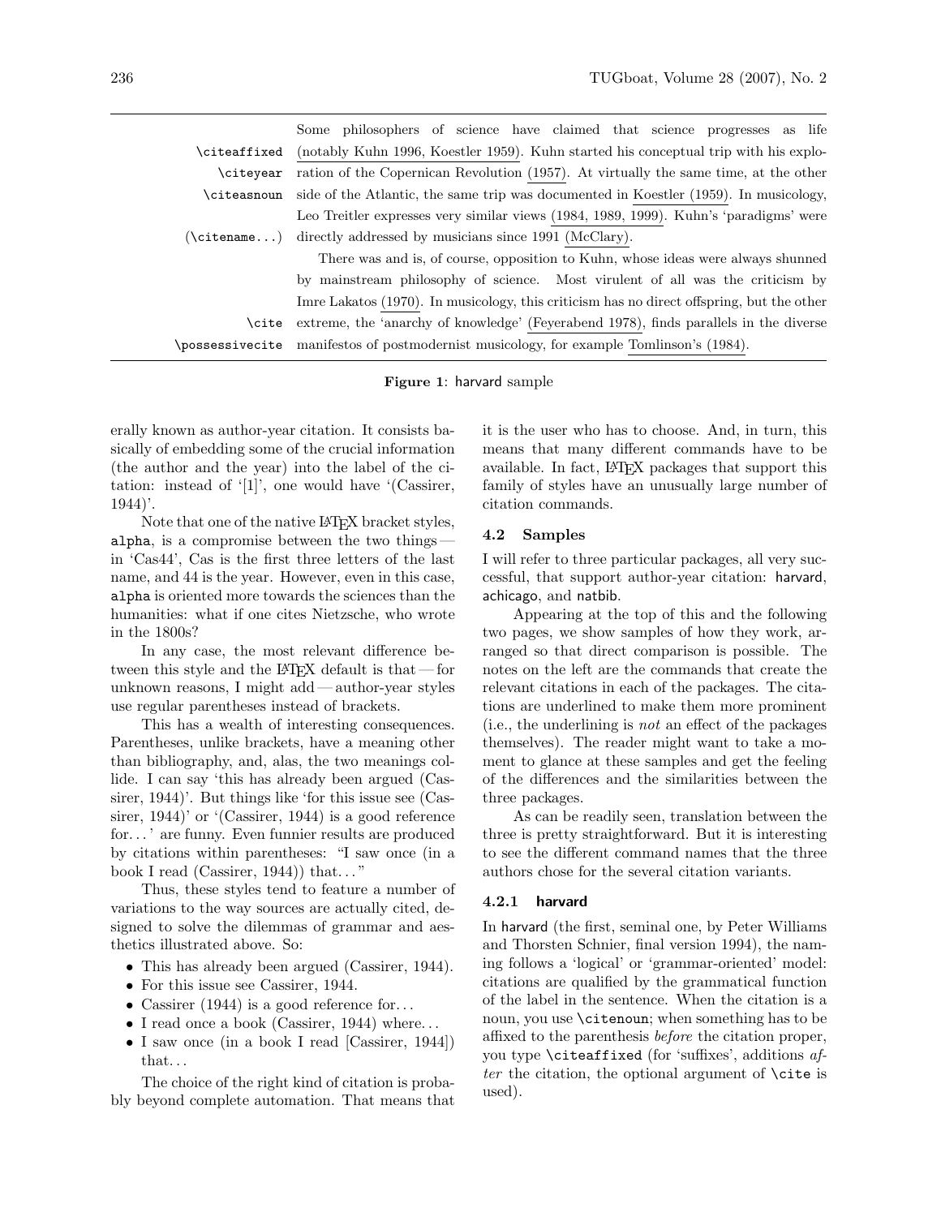| | |
|---|---|
| | Some philosophers of science have claimed that science progresses as life |
| \citeaffixed | (notably Kuhn 1996, Koestler 1959). Kuhn started his conceptual trip with his explo- |
| \citeyear | ration of the Copernican Revolution (1957). At virtually the same time, at the other |
| \citeasnoun | side of the Atlantic, the same trip was documented in Koestler (1959). In musicology, |
| | Leo Treitler expresses very similar views (1984, 1989, 1999). Kuhn's 'paradigms' were |
| (\citename...) | directly addressed by musicians since 1991 (McClary). |
| | There was and is, of course, opposition to Kuhn, whose ideas were always shunned |
| | by mainstream philosophy of science. Most virulent of all was the criticism by |
| | Imre Lakatos (1970). In musicology, this criticism has no direct offspring, but the other |
| \cite | extreme, the 'anarchy of knowledge' (Feyerabend 1978), finds parallels in the diverse |
| \possessivecite | manifestos of postmodernist musicology, for example Tomlinson's (1984). |

**Figure 1**: harvard sample

erally known as author-year citation. It consists basically of embedding some of the crucial information (the author and the year) into the label of the citation: instead of '[1]', one would have '(Cassirer, 1944)'.

Note that one of the native LaTeX bracket styles, alpha, is a compromise between the two things — in 'Cas44', Cas is the first three letters of the last name, and 44 is the year. However, even in this case, alpha is oriented more towards the sciences than the humanities: what if one cites Nietzsche, who wrote in the 1800s?

In any case, the most relevant difference between this style and the LaTeX default is that — for unknown reasons, I might add — author-year styles use regular parentheses instead of brackets.

This has a wealth of interesting consequences. Parentheses, unlike brackets, have a meaning other than bibliography, and, alas, the two meanings collide. I can say 'this has already been argued (Cassirer, 1944)'. But things like 'for this issue see (Cassirer, 1944)' or '(Cassirer, 1944) is a good reference for...' are funny. Even funnier results are produced by citations within parentheses: "I saw once (in a book I read (Cassirer, 1944)) that..."

Thus, these styles tend to feature a number of variations to the way sources are actually cited, designed to solve the dilemmas of grammar and aesthetics illustrated above. So:

- This has already been argued (Cassirer, 1944).
- For this issue see Cassirer, 1944.
- Cassirer (1944) is a good reference for...
- I read once a book (Cassirer, 1944) where...
- I saw once (in a book I read [Cassirer, 1944]) that...

The choice of the right kind of citation is probably beyond complete automation. That means that it is the user who has to choose. And, in turn, this means that many different commands have to be available. In fact, LaTeX packages that support this family of styles have an unusually large number of citation commands.

### 4.2 Samples

I will refer to three particular packages, all very successful, that support author-year citation: harvard, achicago, and natbib.

Appearing at the top of this and the following two pages, we show samples of how they work, arranged so that direct comparison is possible. The notes on the left are the commands that create the relevant citations in each of the packages. The citations are underlined to make them more prominent (i.e., the underlining is *not* an effect of the packages themselves). The reader might want to take a moment to glance at these samples and get the feeling of the differences and the similarities between the three packages.

As can be readily seen, translation between the three is pretty straightforward. But it is interesting to see the different command names that the three authors chose for the several citation variants.

#### 4.2.1 harvard

In harvard (the first, seminal one, by Peter Williams and Thorsten Schnier, final version 1994), the naming follows a 'logical' or 'grammar-oriented' model: citations are qualified by the grammatical function of the label in the sentence. When the citation is a noun, you use \citenoun; when something has to be affixed to the parenthesis *before* the citation proper, you type \citeaffixed (for 'suffixes', additions *after* the citation, the optional argument of \cite is used).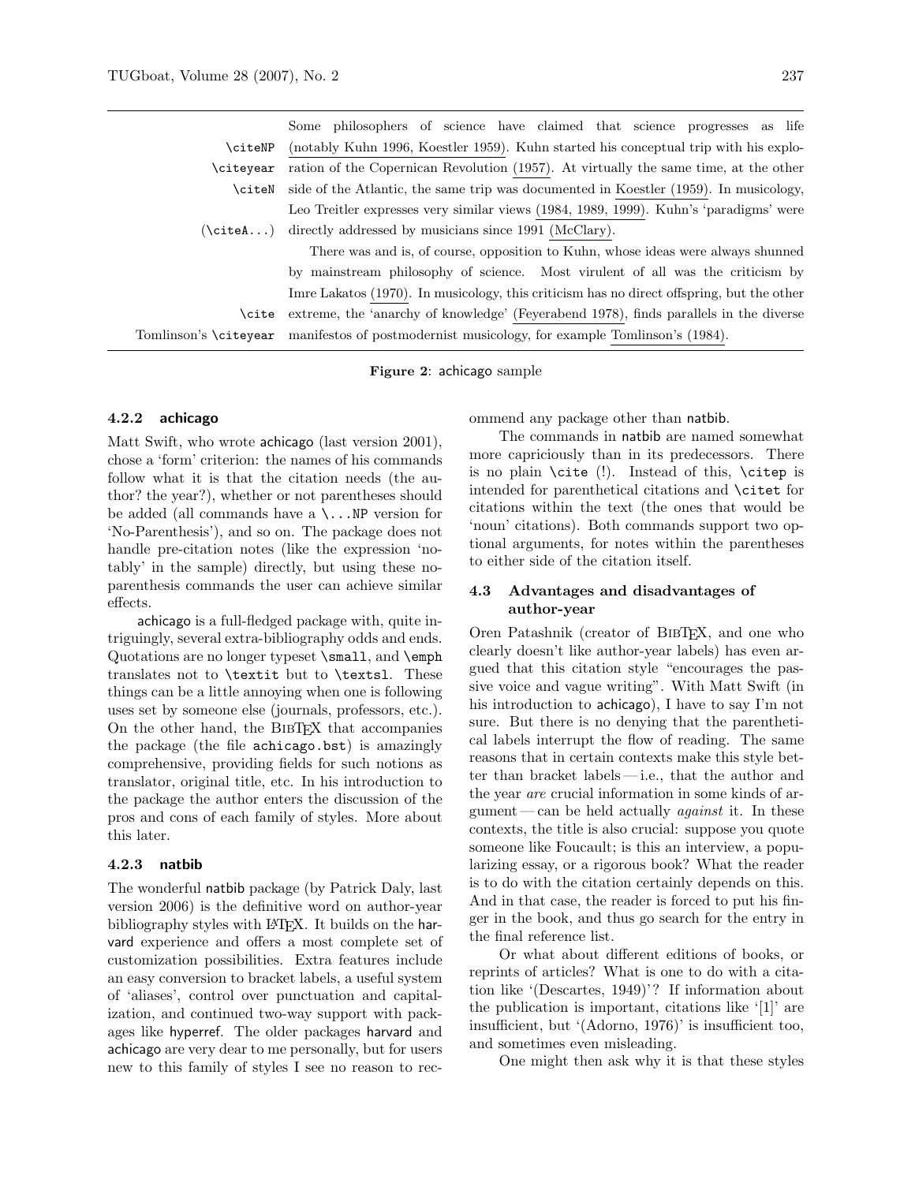| | |
|---|---|
| | Some philosophers of science have claimed that science progresses as life |
| \citeNP | (notably Kuhn 1996, Koestler 1959). Kuhn started his conceptual trip with his explo- |
| \citeyear | ration of the Copernican Revolution (1957). At virtually the same time, at the other |
| \citeN | side of the Atlantic, the same trip was documented in Koestler (1959). In musicology, |
| | Leo Treitler expresses very similar views (1984, 1989, 1999). Kuhn's 'paradigms' were |
| (\citeA...) | directly addressed by musicians since 1991 (McClary). |
| | There was and is, of course, opposition to Kuhn, whose ideas were always shunned |
| | by mainstream philosophy of science. Most virulent of all was the criticism by |
| | Imre Lakatos (1970). In musicology, this criticism has no direct offspring, but the other |
| \cite | extreme, the 'anarchy of knowledge' (Feyerabend 1978), finds parallels in the diverse |
| Tomlinson's \citeyear | manifestos of postmodernist musicology, for example Tomlinson's (1984). |

**Figure 2**: achicago sample

#### 4.2.2 achicago

Matt Swift, who wrote achicago (last version 2001), chose a 'form' criterion: the names of his commands follow what it is that the citation needs (the author? the year?), whether or not parentheses should be added (all commands have a \...NP version for 'No-Parenthesis'), and so on. The package does not handle pre-citation notes (like the expression 'notably' in the sample) directly, but using these no-parenthesis commands the user can achieve similar effects.

achicago is a full-fledged package with, quite intriguingly, several extra-bibliography odds and ends. Quotations are no longer typeset \small, and \emph translates not to \textit but to \textsl. These things can be a little annoying when one is following uses set by someone else (journals, professors, etc.). On the other hand, the BibTeX that accompanies the package (the file achicago.bst) is amazingly comprehensive, providing fields for such notions as translator, original title, etc. In his introduction to the package the author enters the discussion of the pros and cons of each family of styles. More about this later.

#### 4.2.3 natbib

The wonderful natbib package (by Patrick Daly, last version 2006) is the definitive word on author-year bibliography styles with LaTeX. It builds on the harvard experience and offers a most complete set of customization possibilities. Extra features include an easy conversion to bracket labels, a useful system of 'aliases', control over punctuation and capitalization, and continued two-way support with packages like hyperref. The older packages harvard and achicago are very dear to me personally, but for users new to this family of styles I see no reason to recommend any package other than natbib.

The commands in natbib are named somewhat more capriciously than in its predecessors. There is no plain \cite (!). Instead of this, \citep is intended for parenthetical citations and \citet for citations within the text (the ones that would be 'noun' citations). Both commands support two optional arguments, for notes within the parentheses to either side of the citation itself.

### 4.3 Advantages and disadvantages of author-year

Oren Patashnik (creator of BibTeX, and one who clearly doesn't like author-year labels) has even argued that this citation style "encourages the passive voice and vague writing". With Matt Swift (in his introduction to achicago), I have to say I'm not sure. But there is no denying that the parenthetical labels interrupt the flow of reading. The same reasons that in certain contexts make this style better than bracket labels — i.e., that the author and the year *are* crucial information in some kinds of argument — can be held actually *against* it. In these contexts, the title is also crucial: suppose you quote someone like Foucault; is this an interview, a popularizing essay, or a rigorous book? What the reader is to do with the citation certainly depends on this. And in that case, the reader is forced to put his finger in the book, and thus go search for the entry in the final reference list.

Or what about different editions of books, or reprints of articles? What is one to do with a citation like '(Descartes, 1949)'? If information about the publication is important, citations like '[1]' are insufficient, but '(Adorno, 1976)' is insufficient too, and sometimes even misleading.

One might then ask why it is that these styles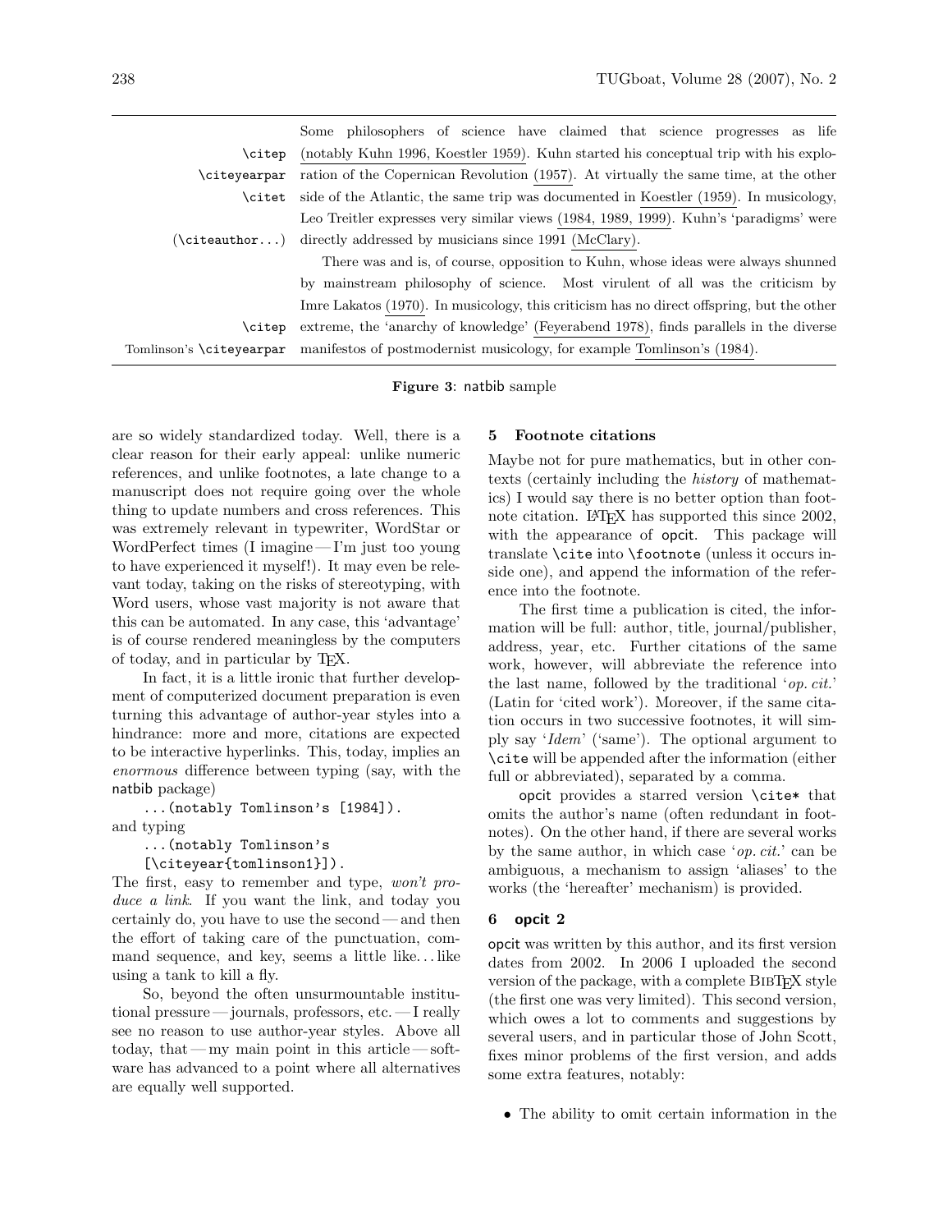| | |
|---|---|
| | Some philosophers of science have claimed that science progresses as life |
| \citep | (notably Kuhn 1996, Koestler 1959). Kuhn started his conceptual trip with his explo- |
| \citeyearpar | ration of the Copernican Revolution (1957). At virtually the same time, at the other |
| \citet | side of the Atlantic, the same trip was documented in Koestler (1959). In musicology, |
| | Leo Treitler expresses very similar views (1984, 1989, 1999). Kuhn's 'paradigms' were |
| (\citeauthor...) | directly addressed by musicians since 1991 (McClary). |
| | There was and is, of course, opposition to Kuhn, whose ideas were always shunned |
| | by mainstream philosophy of science. Most virulent of all was the criticism by |
| | Imre Lakatos (1970). In musicology, this criticism has no direct offspring, but the other |
| \citep | extreme, the 'anarchy of knowledge' (Feyerabend 1978), finds parallels in the diverse |
| Tomlinson's \citeyearpar | manifestos of postmodernist musicology, for example Tomlinson's (1984). |

**Figure 3**: natbib sample

are so widely standardized today. Well, there is a clear reason for their early appeal: unlike numeric references, and unlike footnotes, a late change to a manuscript does not require going over the whole thing to update numbers and cross references. This was extremely relevant in typewriter, WordStar or WordPerfect times (I imagine — I'm just too young to have experienced it myself!). It may even be relevant today, taking on the risks of stereotyping, with Word users, whose vast majority is not aware that this can be automated. In any case, this 'advantage' is of course rendered meaningless by the computers of today, and in particular by TeX.

In fact, it is a little ironic that further development of computerized document preparation is even turning this advantage of author-year styles into a hindrance: more and more, citations are expected to be interactive hyperlinks. This, today, implies an *enormous* difference between typing (say, with the natbib package)

```
...(notably Tomlinson's [1984]).
```

and typing

```
...(notably Tomlinson's
[\citeyear{tomlinson1}]).
```

The first, easy to remember and type, *won't produce a link*. If you want the link, and today you certainly do, you have to use the second — and then the effort of taking care of the punctuation, command sequence, and key, seems a little like... like using a tank to kill a fly.

So, beyond the often unsurmountable institutional pressure — journals, professors, etc. — I really see no reason to use author-year styles. Above all today, that — my main point in this article — software has advanced to a point where all alternatives are equally well supported.

## 5 Footnote citations

Maybe not for pure mathematics, but in other contexts (certainly including the *history* of mathematics) I would say there is no better option than footnote citation. LaTeX has supported this since 2002, with the appearance of opcit. This package will translate \cite into \footnote (unless it occurs inside one), and append the information of the reference into the footnote.

The first time a publication is cited, the information will be full: author, title, journal/publisher, address, year, etc. Further citations of the same work, however, will abbreviate the reference into the last name, followed by the traditional '*op. cit.*' (Latin for 'cited work'). Moreover, if the same citation occurs in two successive footnotes, it will simply say '*Idem*' ('same'). The optional argument to \cite will be appended after the information (either full or abbreviated), separated by a comma.

opcit provides a starred version \cite* that omits the author's name (often redundant in footnotes). On the other hand, if there are several works by the same author, in which case '*op. cit.*' can be ambiguous, a mechanism to assign 'aliases' to the works (the 'hereafter' mechanism) is provided.

## 6 opcit 2

opcit was written by this author, and its first version dates from 2002. In 2006 I uploaded the second version of the package, with a complete BibTeX style (the first one was very limited). This second version, which owes a lot to comments and suggestions by several users, and in particular those of John Scott, fixes minor problems of the first version, and adds some extra features, notably:

- The ability to omit certain information in the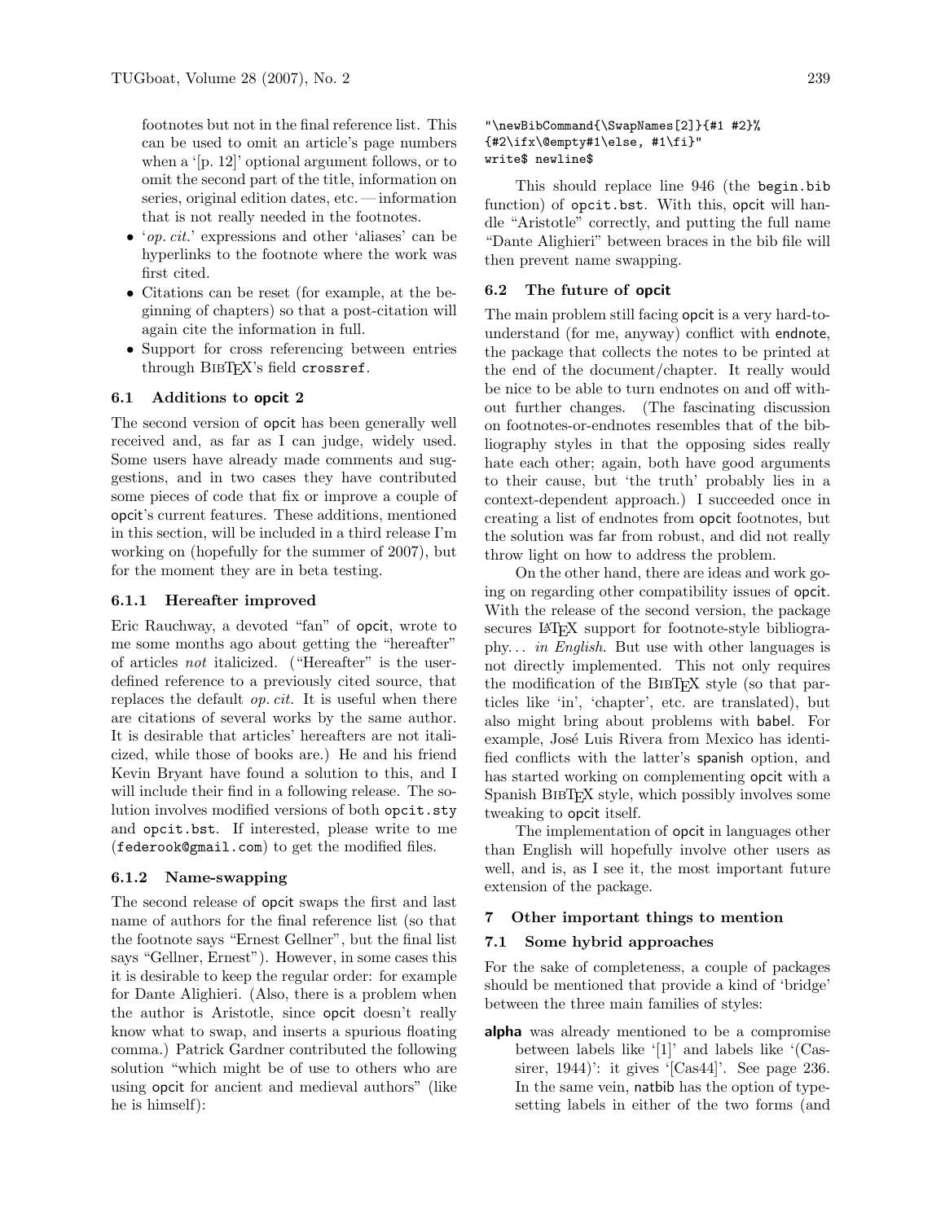footnotes but not in the final reference list. This can be used to omit an article's page numbers when a '[p. 12]' optional argument follows, or to omit the second part of the title, information on series, original edition dates, etc. — information that is not really needed in the footnotes.

- '*op. cit.*' expressions and other 'aliases' can be hyperlinks to the footnote where the work was first cited.
- Citations can be reset (for example, at the beginning of chapters) so that a post-citation will again cite the information in full.
- Support for cross referencing between entries through BibTeX's field `crossref`.

### 6.1 Additions to opcit 2

The second version of opcit has been generally well received and, as far as I can judge, widely used. Some users have already made comments and suggestions, and in two cases they have contributed some pieces of code that fix or improve a couple of opcit's current features. These additions, mentioned in this section, will be included in a third release I'm working on (hopefully for the summer of 2007), but for the moment they are in beta testing.

#### 6.1.1 Hereafter improved

Eric Rauchway, a devoted "fan" of opcit, wrote to me some months ago about getting the "hereafter" of articles *not* italicized. ("Hereafter" is the user-defined reference to a previously cited source, that replaces the default *op. cit.* It is useful when there are citations of several works by the same author. It is desirable that articles' hereafters are not italicized, while those of books are.) He and his friend Kevin Bryant have found a solution to this, and I will include their find in a following release. The solution involves modified versions of both `opcit.sty` and `opcit.bst`. If interested, please write to me (`federook@gmail.com`) to get the modified files.

#### 6.1.2 Name-swapping

The second release of opcit swaps the first and last name of authors for the final reference list (so that the footnote says "Ernest Gellner", but the final list says "Gellner, Ernest"). However, in some cases this it is desirable to keep the regular order: for example for Dante Alighieri. (Also, there is a problem when the author is Aristotle, since opcit doesn't really know what to swap, and inserts a spurious floating comma.) Patrick Gardner contributed the following solution "which might be of use to others who are using opcit for ancient and medieval authors" (like he is himself):

```
"\newBibCommand{\SwapNames[2]}{#1 #2}%
{#2\ifx\@empty#1\else, #1\fi}"
write$ newline$
```

This should replace line 946 (the `begin.bib` function) of `opcit.bst`. With this, opcit will handle "Aristotle" correctly, and putting the full name "Dante Alighieri" between braces in the bib file will then prevent name swapping.

### 6.2 The future of opcit

The main problem still facing opcit is a very hard-to-understand (for me, anyway) conflict with endnote, the package that collects the notes to be printed at the end of the document/chapter. It really would be nice to be able to turn endnotes on and off without further changes. (The fascinating discussion on footnotes-or-endnotes resembles that of the bibliography styles in that the opposing sides really hate each other; again, both have good arguments to their cause, but 'the truth' probably lies in a context-dependent approach.) I succeeded once in creating a list of endnotes from opcit footnotes, but the solution was far from robust, and did not really throw light on how to address the problem.

On the other hand, there are ideas and work going on regarding other compatibility issues of opcit. With the release of the second version, the package secures LaTeX support for footnote-style bibliography... *in English*. But use with other languages is not directly implemented. This not only requires the modification of the BibTeX style (so that particles like 'in', 'chapter', etc. are translated), but also might bring about problems with babel. For example, José Luis Rivera from Mexico has identified conflicts with the latter's spanish option, and has started working on complementing opcit with a Spanish BibTeX style, which possibly involves some tweaking to opcit itself.

The implementation of opcit in languages other than English will hopefully involve other users as well, and is, as I see it, the most important future extension of the package.

## 7 Other important things to mention

### 7.1 Some hybrid approaches

For the sake of completeness, a couple of packages should be mentioned that provide a kind of 'bridge' between the three main families of styles:

**alpha** was already mentioned to be a compromise between labels like '[1]' and labels like '(Cassirer, 1944)': it gives '[Cas44]'. See page 236. In the same vein, natbib has the option of typesetting labels in either of the two forms (and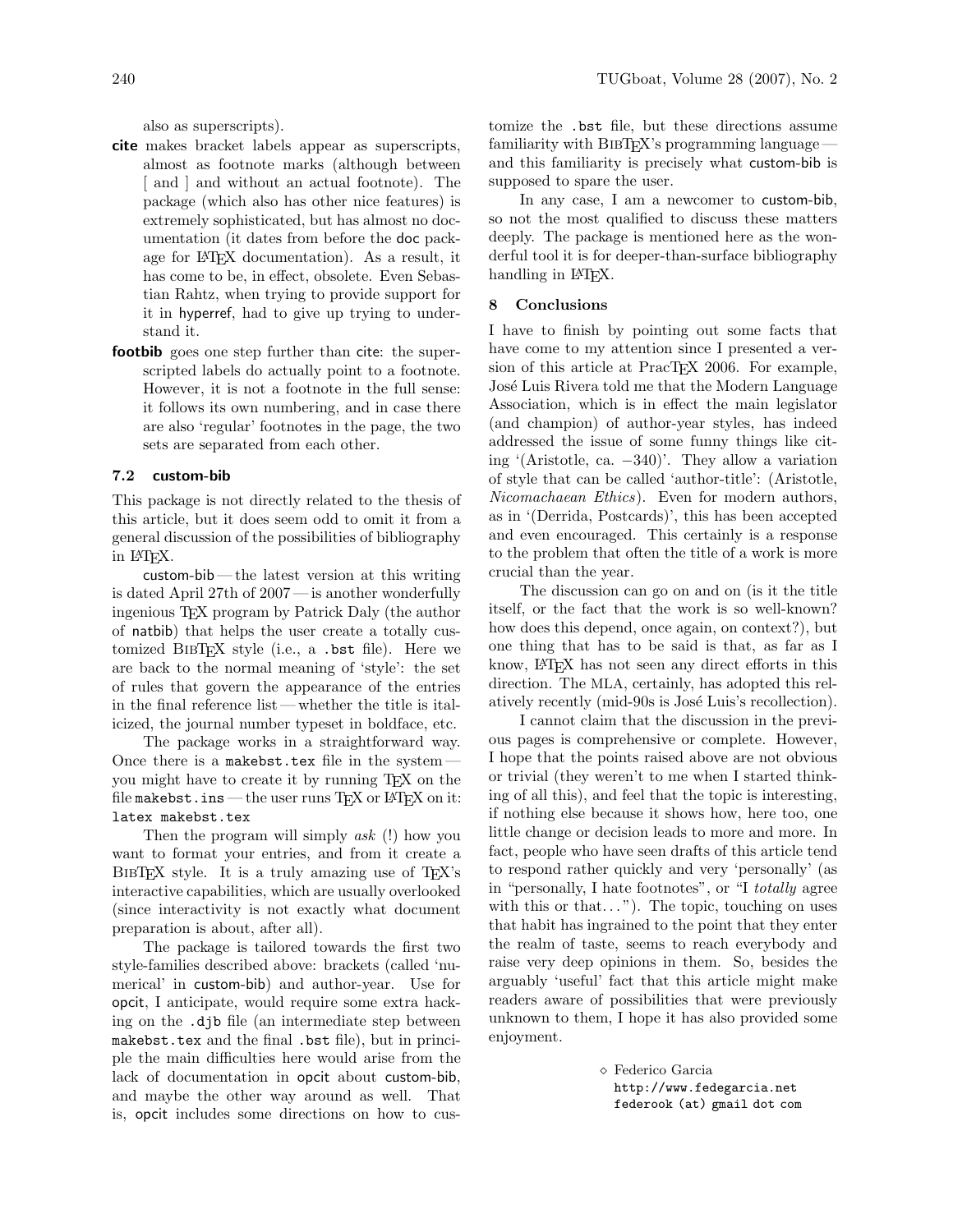also as superscripts).

**cite** makes bracket labels appear as superscripts, almost as footnote marks (although between [ and ] and without an actual footnote). The package (which also has other nice features) is extremely sophisticated, but has almost no documentation (it dates from before the doc package for LaTeX documentation). As a result, it has come to be, in effect, obsolete. Even Sebastian Rahtz, when trying to provide support for it in hyperref, had to give up trying to understand it.

**footbib** goes one step further than cite: the superscripted labels do actually point to a footnote. However, it is not a footnote in the full sense: it follows its own numbering, and in case there are also 'regular' footnotes in the page, the two sets are separated from each other.

### 7.2 custom-bib

This package is not directly related to the thesis of this article, but it does seem odd to omit it from a general discussion of the possibilities of bibliography in LaTeX.

custom-bib — the latest version at this writing is dated April 27th of 2007 — is another wonderfully ingenious TeX program by Patrick Daly (the author of natbib) that helps the user create a totally customized BibTeX style (i.e., a `.bst` file). Here we are back to the normal meaning of 'style': the set of rules that govern the appearance of the entries in the final reference list — whether the title is italicized, the journal number typeset in boldface, etc.

The package works in a straightforward way. Once there is a `makebst.tex` file in the system — you might have to create it by running TeX on the file `makebst.ins` — the user runs TeX or LaTeX on it: `latex makebst.tex`

Then the program will simply *ask* (!) how you want to format your entries, and from it create a BibTeX style. It is a truly amazing use of TeX's interactive capabilities, which are usually overlooked (since interactivity is not exactly what document preparation is about, after all).

The package is tailored towards the first two style-families described above: brackets (called 'numerical' in custom-bib) and author-year. Use for opcit, I anticipate, would require some extra hacking on the `.djb` file (an intermediate step between `makebst.tex` and the final `.bst` file), but in principle the main difficulties here would arise from the lack of documentation in opcit about custom-bib, and maybe the other way around as well. That is, opcit includes some directions on how to customize the `.bst` file, but these directions assume familiarity with BibTeX's programming language — and this familiarity is precisely what custom-bib is supposed to spare the user.

In any case, I am a newcomer to custom-bib, so not the most qualified to discuss these matters deeply. The package is mentioned here as the wonderful tool it is for deeper-than-surface bibliography handling in LaTeX.

## 8 Conclusions

I have to finish by pointing out some facts that have come to my attention since I presented a version of this article at PracTeX 2006. For example, José Luis Rivera told me that the Modern Language Association, which is in effect the main legislator (and champion) of author-year styles, has indeed addressed the issue of some funny things like citing '(Aristotle, ca. −340)'. They allow a variation of style that can be called 'author-title': (Aristotle, *Nicomachaean Ethics*). Even for modern authors, as in '(Derrida, Postcards)', this has been accepted and even encouraged. This certainly is a response to the problem that often the title of a work is more crucial than the year.

The discussion can go on and on (is it the title itself, or the fact that the work is so well-known? how does this depend, once again, on context?), but one thing that has to be said is that, as far as I know, LaTeX has not seen any direct efforts in this direction. The MLA, certainly, has adopted this relatively recently (mid-90s is José Luis's recollection).

I cannot claim that the discussion in the previous pages is comprehensive or complete. However, I hope that the points raised above are not obvious or trivial (they weren't to me when I started thinking of all this), and feel that the topic is interesting, if nothing else because it shows how, here too, one little change or decision leads to more and more. In fact, people who have seen drafts of this article tend to respond rather quickly and very 'personally' (as in "personally, I hate footnotes", or "I *totally* agree with this or that..."). The topic, touching on uses that habit has ingrained to the point that they enter the realm of taste, seems to reach everybody and raise very deep opinions in them. So, besides the arguably 'useful' fact that this article might make readers aware of possibilities that were previously unknown to them, I hope it has also provided some enjoyment.

◇ Federico Garcia
`http://www.fedegarcia.net`
`federook (at) gmail dot com`